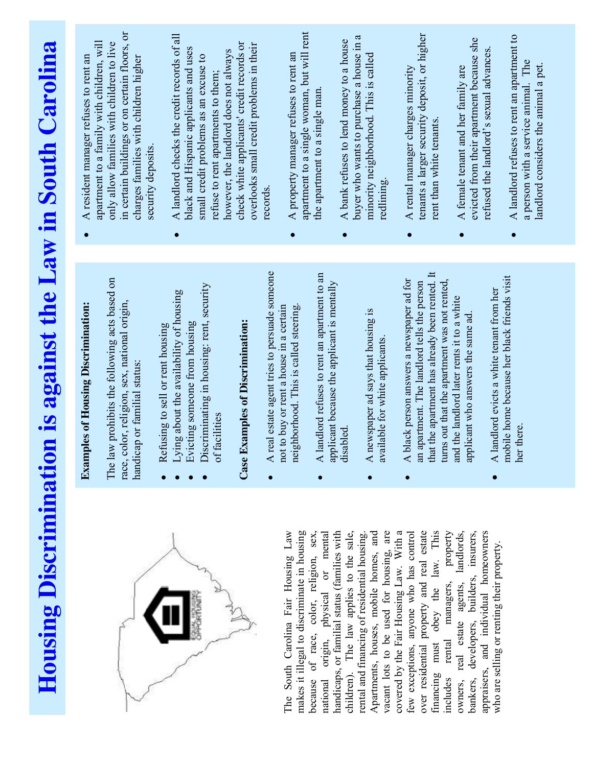# Housing Discrimination is against the Law in South Carolina

The South Carolina Fair Housing Law makes it illegal to discriminate in housing because of race, color, religion, sex, national origin, physical or mental handicaps, or familial status (families with children). The law applies to the sale, rental and financing of residential housing. Apartments, houses, mobile homes, and vacant lots to be used for housing, are covered by the Fair Housing Law. With a few exceptions, anyone who has control over residential property and real estate financing must obey the law. This includes rental managers, property owners, real estate agents, landlords, bankers, developers, builders, insurers, appraisers, and individual homeowners who are selling or renting their property.

**Examples of Housing Discrimination:**

The law prohibits the following acts based on race, color, religion, sex, national origin, handicap or familial status:

- Refusing to sell or rent housing
- Lying about the availability of housing
- Evicting someone from housing
- Discriminating in housing: rent, security of facilities

**Case Examples of Discrimination:**

- A real estate agent tries to persuade someone not to buy or rent a house in a certain neighborhood. This is called steering.
- A landlord refuses to rent an apartment to an applicant because the applicant is mentally disabled.
- A newspaper ad says that housing is available for white applicants.
- A black person answers a newspaper ad for an apartment. The landlord tells the person that the apartment has already been rented. It turns out that the apartment was not rented, and the landlord later rents it to a white applicant who answers the same ad.
- A landlord evicts a white tenant from her mobile home because her black friends visit her there.
- A resident manager refuses to rent an apartment to a family with children, will only allow families with children to live in certain buildings or on certain floors, or charges families with children higher security deposits.
- A landlord checks the credit records of all black and Hispanic applicants and uses small credit problems as an excuse to refuse to rent apartments to them; however, the landlord does not always check white applicants' credit records or overlooks small credit problems in their records.
- A property manager refuses to rent an apartment to a single woman, but will rent the apartment to a single man.
- A bank refuses to lend money to a house buyer who wants to purchase a house in a minority neighborhood. This is called redlining.
- A rental manager charges minority tenants a larger security deposit, or higher rent than white tenants.
- A female tenant and her family are evicted from their apartment because she refused the landlord's sexual advances.
- A landlord refuses to rent an apartment to a person with a service animal. The landlord considers the animal a pet.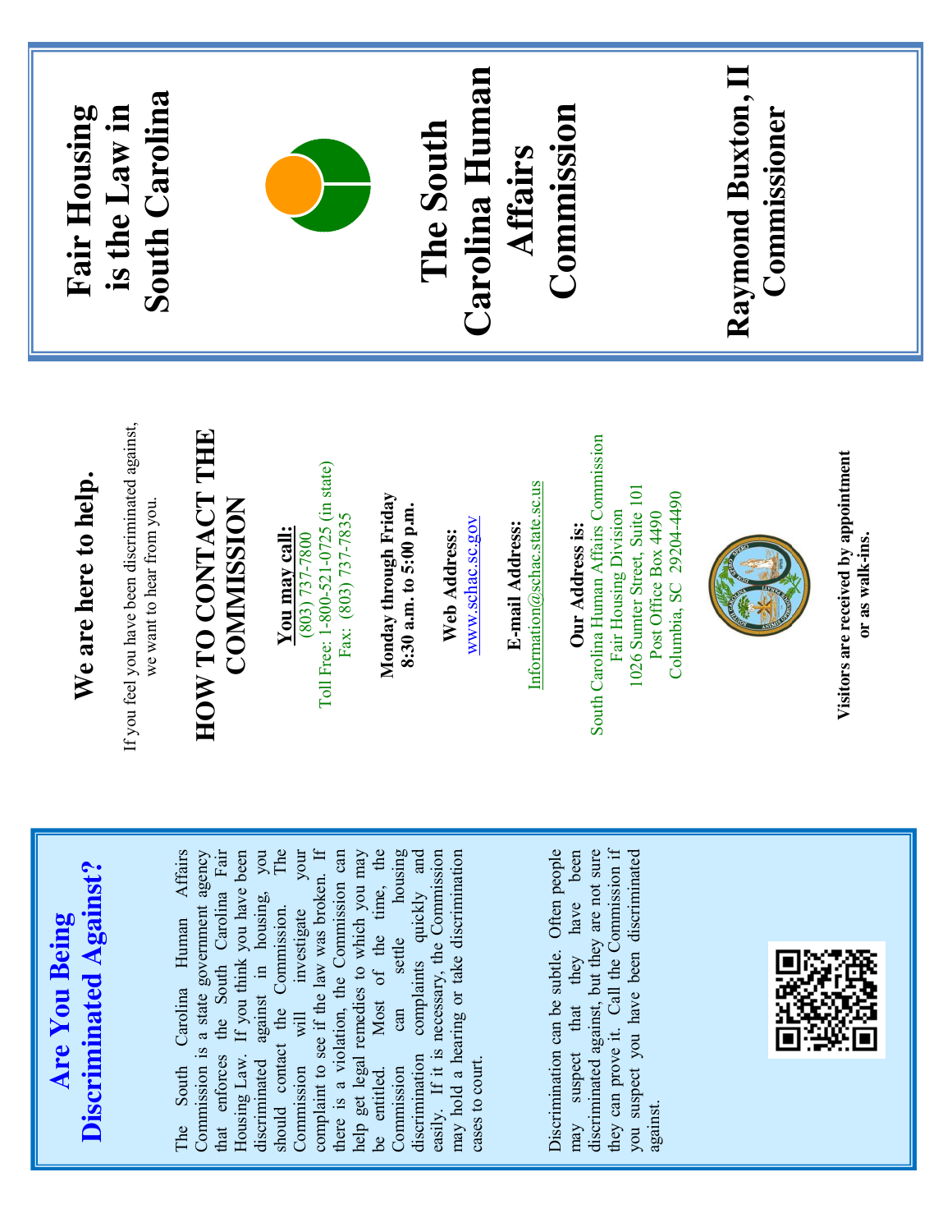## Are You Being Discriminated Against?

The South Carolina Human Affairs Commission is a state government agency that enforces the South Carolina Fair Housing Law. If you think you have been discriminated against in housing, you should contact the Commission. The Commission will investigate your complaint to see if the law was broken. If there is a violation, the Commission can help get legal remedies to which you may be entitled. Most of the time, the Commission can settle housing discrimination complaints quickly and easily. If it is necessary, the Commission may hold a hearing or take discrimination cases to court.

Discrimination can be subtle. Often people may suspect that they have been discriminated against, but they are not sure they can prove it. Call the Commission if you suspect you have been discriminated against.

## We are here to help.

If you feel you have been discriminated against, we want to hear from you.

## HOW TO CONTACT THE COMMISSION

**You may call:**
(803) 737-7800
Toll Free: 1-800-521-0725 (in state)
Fax: (803) 737-7835

**Monday through Friday**
**8:30 a.m. to 5:00 p.m.**

**Web Address:**
www.schac.sc.gov

**E-mail Address:**
Information@schac.state.sc.us

**Our Address is:**
South Carolina Human Affairs Commission
Fair Housing Division
1026 Sumter Street, Suite 101
Post Office Box 4490
Columbia, SC 29204-4490

**Visitors are received by appointment or as walk-ins.**

# Fair Housing is the Law in South Carolina

# The South Carolina Human Affairs Commission

**Raymond Buxton, II**
**Commissioner**